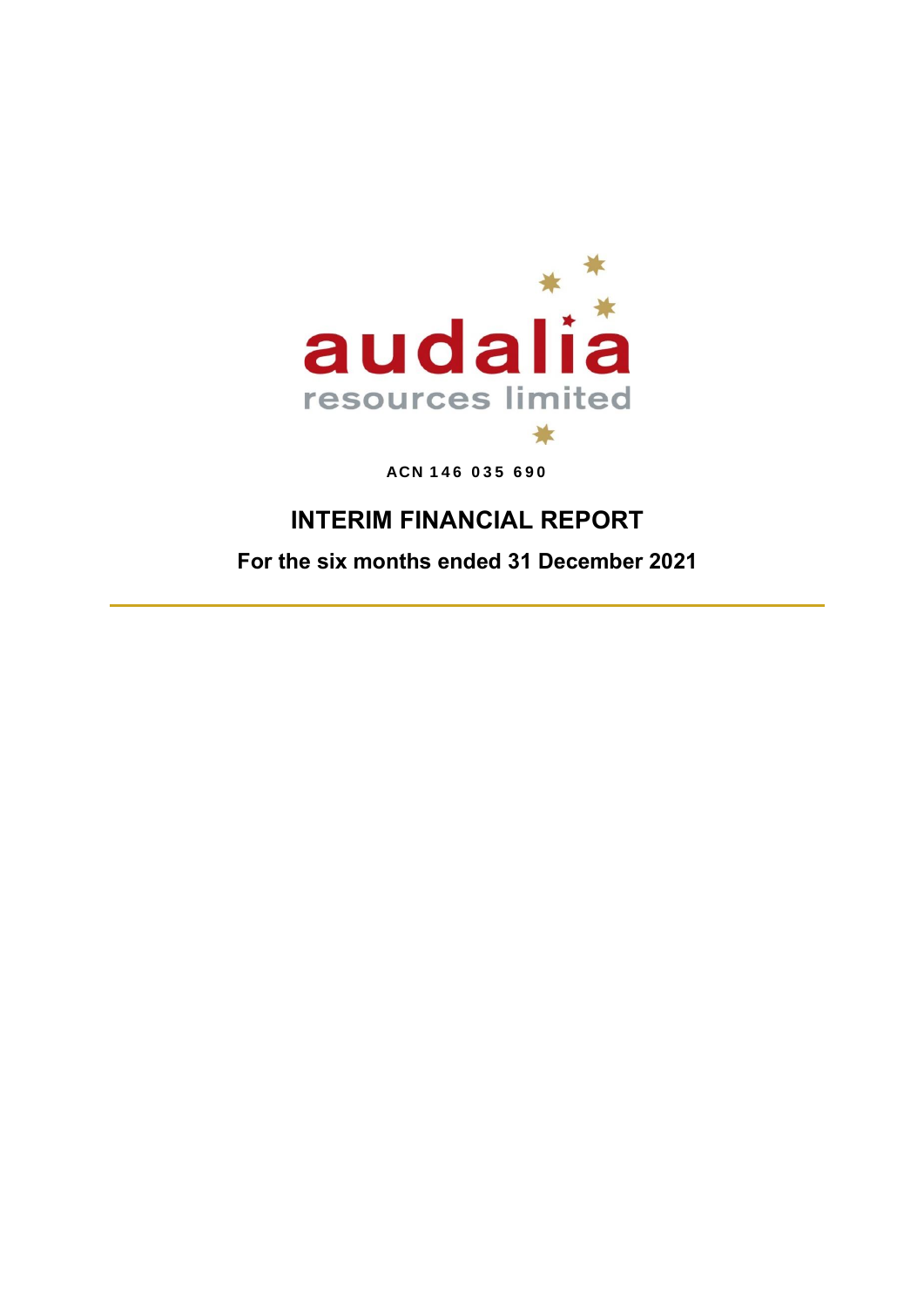audalia resources limited

**ACN 146 035 690**

# INTERIM FINANCIAL REPORT

## For the six months ended 31 December 2021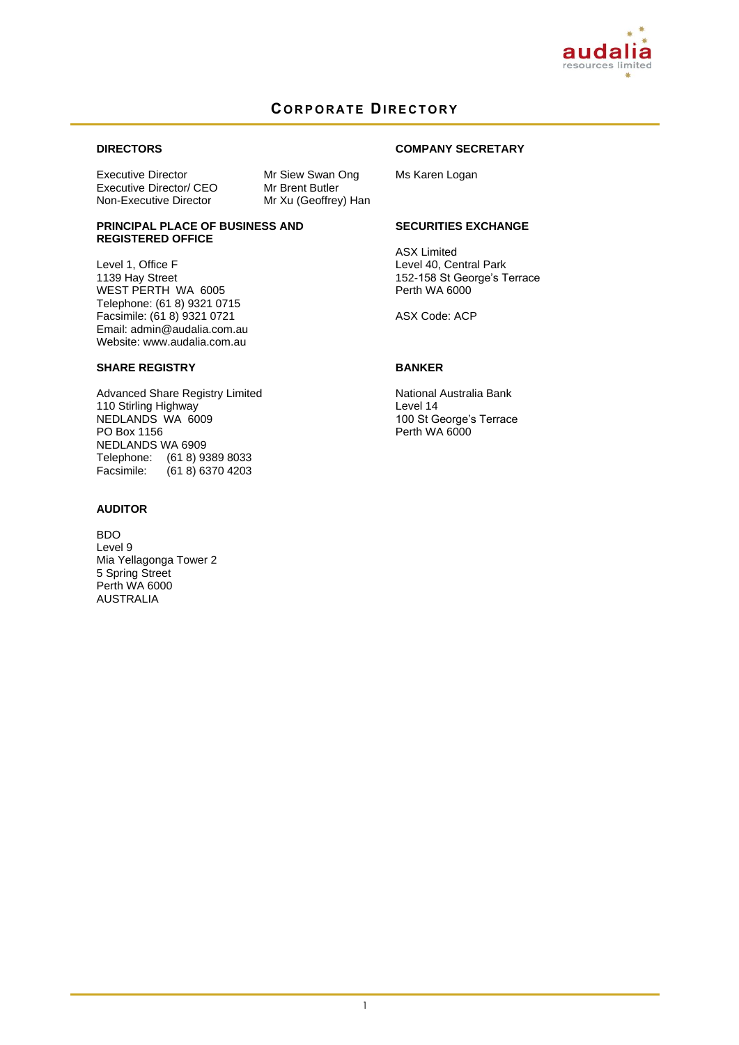# CORPORATE DIRECTORY

## DIRECTORS

| | |
|---|---|
| Executive Director | Mr Siew Swan Ong |
| Executive Director/ CEO | Mr Brent Butler |
| Non-Executive Director | Mr Xu (Geoffrey) Han |

## COMPANY SECRETARY

Ms Karen Logan

## PRINCIPAL PLACE OF BUSINESS AND REGISTERED OFFICE

Level 1, Office F
1139 Hay Street
WEST PERTH WA 6005
Telephone: (61 8) 9321 0715
Facsimile: (61 8) 9321 0721
Email: admin@audalia.com.au
Website: www.audalia.com.au

## SECURITIES EXCHANGE

ASX Limited
Level 40, Central Park
152-158 St George's Terrace
Perth WA 6000

ASX Code: ACP

## SHARE REGISTRY

Advanced Share Registry Limited
110 Stirling Highway
NEDLANDS WA 6009
PO Box 1156
NEDLANDS WA 6909
Telephone: (61 8) 9389 8033
Facsimile: (61 8) 6370 4203

## BANKER

National Australia Bank
Level 14
100 St George's Terrace
Perth WA 6000

## AUDITOR

BDO
Level 9
Mia Yellagonga Tower 2
5 Spring Street
Perth WA 6000
AUSTRALIA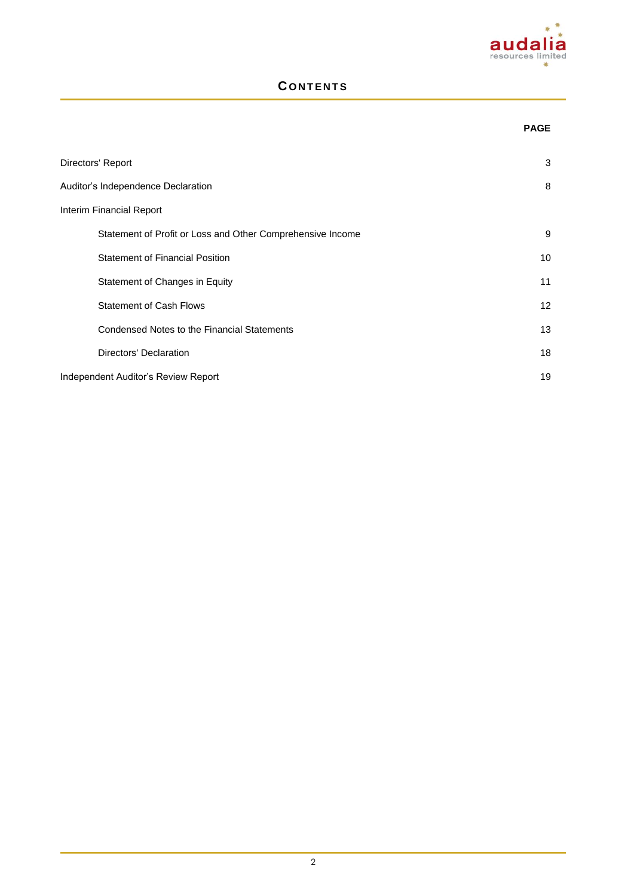# CONTENTS

| | PAGE |
|---|---|
| Directors' Report | 3 |
| Auditor's Independence Declaration | 8 |
| Interim Financial Report | |
| Statement of Profit or Loss and Other Comprehensive Income | 9 |
| Statement of Financial Position | 10 |
| Statement of Changes in Equity | 11 |
| Statement of Cash Flows | 12 |
| Condensed Notes to the Financial Statements | 13 |
| Directors' Declaration | 18 |
| Independent Auditor's Review Report | 19 |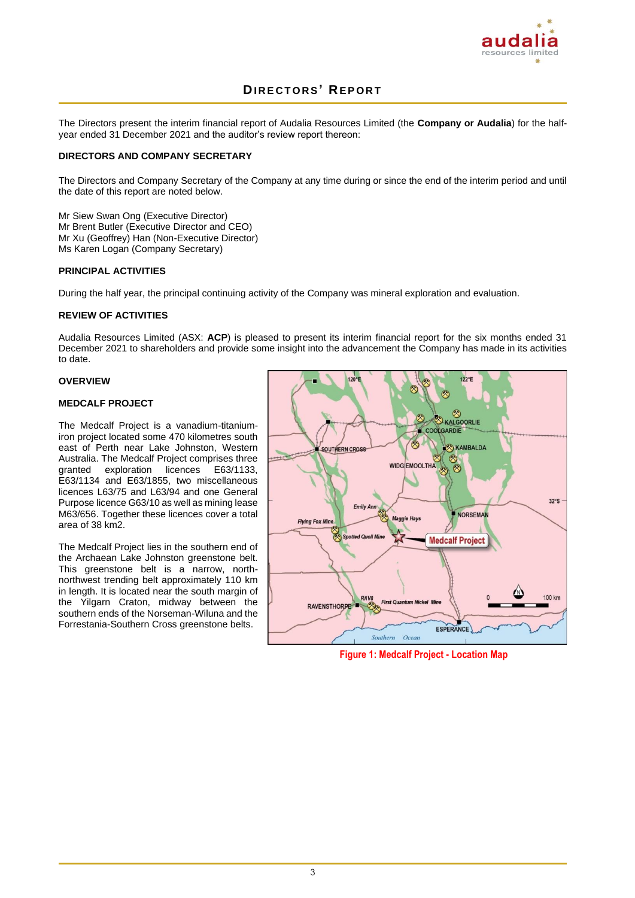# DIRECTORS' REPORT

The Directors present the interim financial report of Audalia Resources Limited (the **Company or Audalia**) for the half-year ended 31 December 2021 and the auditor's review report thereon:

**DIRECTORS AND COMPANY SECRETARY**

The Directors and Company Secretary of the Company at any time during or since the end of the interim period and until the date of this report are noted below.

Mr Siew Swan Ong (Executive Director)
Mr Brent Butler (Executive Director and CEO)
Mr Xu (Geoffrey) Han (Non-Executive Director)
Ms Karen Logan (Company Secretary)

**PRINCIPAL ACTIVITIES**

During the half year, the principal continuing activity of the Company was mineral exploration and evaluation.

**REVIEW OF ACTIVITIES**

Audalia Resources Limited (ASX: **ACP**) is pleased to present its interim financial report for the six months ended 31 December 2021 to shareholders and provide some insight into the advancement the Company has made in its activities to date.

**OVERVIEW**

**MEDCALF PROJECT**

The Medcalf Project is a vanadium-titanium-iron project located some 470 kilometres south east of Perth near Lake Johnston, Western Australia. The Medcalf Project comprises three granted exploration licences E63/1133, E63/1134 and E63/1855, two miscellaneous licences L63/75 and L63/94 and one General Purpose licence G63/10 as well as mining lease M63/656. Together these licences cover a total area of 38 km2.

The Medcalf Project lies in the southern end of the Archaean Lake Johnston greenstone belt. This greenstone belt is a narrow, north-northwest trending belt approximately 110 km in length. It is located near the south margin of the Yilgarn Craton, midway between the southern ends of the Norseman-Wiluna and the Forrestania-Southern Cross greenstone belts.

Figure 1: Medcalf Project - Location Map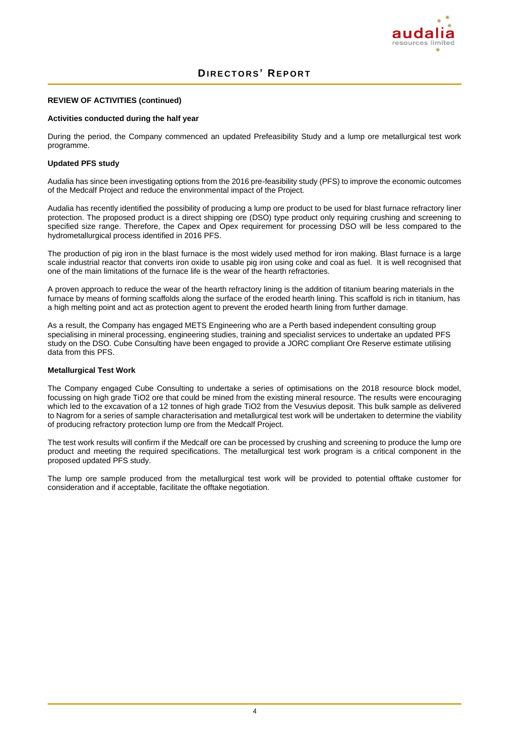# DIRECTORS' REPORT

**REVIEW OF ACTIVITIES (continued)**

**Activities conducted during the half year**

During the period, the Company commenced an updated Prefeasibility Study and a lump ore metallurgical test work programme.

**Updated PFS study**

Audalia has since been investigating options from the 2016 pre-feasibility study (PFS) to improve the economic outcomes of the Medcalf Project and reduce the environmental impact of the Project.

Audalia has recently identified the possibility of producing a lump ore product to be used for blast furnace refractory liner protection. The proposed product is a direct shipping ore (DSO) type product only requiring crushing and screening to specified size range. Therefore, the Capex and Opex requirement for processing DSO will be less compared to the hydrometallurgical process identified in 2016 PFS.

The production of pig iron in the blast furnace is the most widely used method for iron making. Blast furnace is a large scale industrial reactor that converts iron oxide to usable pig iron using coke and coal as fuel. It is well recognised that one of the main limitations of the furnace life is the wear of the hearth refractories.

A proven approach to reduce the wear of the hearth refractory lining is the addition of titanium bearing materials in the furnace by means of forming scaffolds along the surface of the eroded hearth lining. This scaffold is rich in titanium, has a high melting point and act as protection agent to prevent the eroded hearth lining from further damage.

As a result, the Company has engaged METS Engineering who are a Perth based independent consulting group specialising in mineral processing, engineering studies, training and specialist services to undertake an updated PFS study on the DSO. Cube Consulting have been engaged to provide a JORC compliant Ore Reserve estimate utilising data from this PFS.

**Metallurgical Test Work**

The Company engaged Cube Consulting to undertake a series of optimisations on the 2018 resource block model, focussing on high grade $TiO_2$ ore that could be mined from the existing mineral resource. The results were encouraging which led to the excavation of a 12 tonnes of high grade $TiO_2$ from the Vesuvius deposit. This bulk sample as delivered to Nagrom for a series of sample characterisation and metallurgical test work will be undertaken to determine the viability of producing refractory protection lump ore from the Medcalf Project.

The test work results will confirm if the Medcalf ore can be processed by crushing and screening to produce the lump ore product and meeting the required specifications. The metallurgical test work program is a critical component in the proposed updated PFS study.

The lump ore sample produced from the metallurgical test work will be provided to potential offtake customer for consideration and if acceptable, facilitate the offtake negotiation.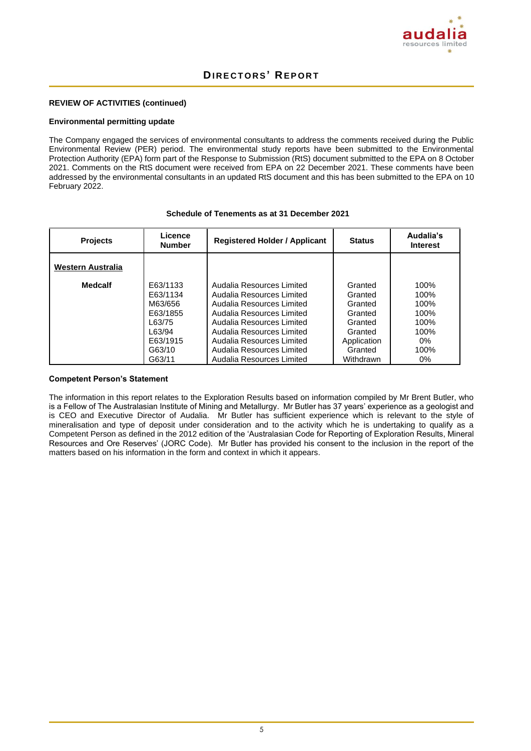# DIRECTORS' REPORT

**REVIEW OF ACTIVITIES (continued)**

**Environmental permitting update**

The Company engaged the services of environmental consultants to address the comments received during the Public Environmental Review (PER) period. The environmental study reports have been submitted to the Environmental Protection Authority (EPA) form part of the Response to Submission (RtS) document submitted to the EPA on 8 October 2021. Comments on the RtS document were received from EPA on 22 December 2021. These comments have been addressed by the environmental consultants in an updated RtS document and this has been submitted to the EPA on 10 February 2022.

**Schedule of Tenements as at 31 December 2021**

| Projects | Licence Number | Registered Holder / Applicant | Status | Audalia's Interest |
|---|---|---|---|---|
| **Western Australia** | | | | |
| **Medcalf** | E63/1133 | Audalia Resources Limited | Granted | 100% |
| | E63/1134 | Audalia Resources Limited | Granted | 100% |
| | M63/656 | Audalia Resources Limited | Granted | 100% |
| | E63/1855 | Audalia Resources Limited | Granted | 100% |
| | L63/75 | Audalia Resources Limited | Granted | 100% |
| | L63/94 | Audalia Resources Limited | Granted | 100% |
| | E63/1915 | Audalia Resources Limited | Application | 0% |
| | G63/10 | Audalia Resources Limited | Granted | 100% |
| | G63/11 | Audalia Resources Limited | Withdrawn | 0% |

**Competent Person's Statement**

The information in this report relates to the Exploration Results based on information compiled by Mr Brent Butler, who is a Fellow of The Australasian Institute of Mining and Metallurgy. Mr Butler has 37 years' experience as a geologist and is CEO and Executive Director of Audalia. Mr Butler has sufficient experience which is relevant to the style of mineralisation and type of deposit under consideration and to the activity which he is undertaking to qualify as a Competent Person as defined in the 2012 edition of the 'Australasian Code for Reporting of Exploration Results, Mineral Resources and Ore Reserves' (JORC Code). Mr Butler has provided his consent to the inclusion in the report of the matters based on his information in the form and context in which it appears.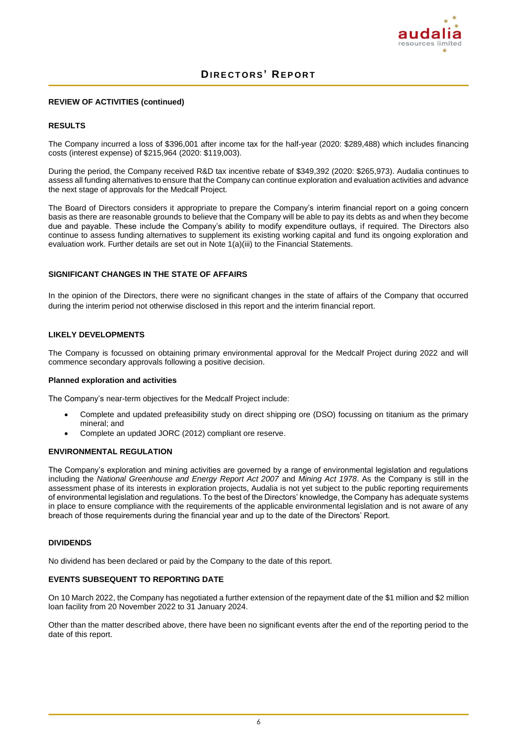# DIRECTORS' REPORT

**REVIEW OF ACTIVITIES (continued)**

**RESULTS**

The Company incurred a loss of $396,001 after income tax for the half-year (2020: $289,488) which includes financing costs (interest expense) of $215,964 (2020: $119,003).

During the period, the Company received R&D tax incentive rebate of $349,392 (2020: $265,973). Audalia continues to assess all funding alternatives to ensure that the Company can continue exploration and evaluation activities and advance the next stage of approvals for the Medcalf Project.

The Board of Directors considers it appropriate to prepare the Company's interim financial report on a going concern basis as there are reasonable grounds to believe that the Company will be able to pay its debts as and when they become due and payable. These include the Company's ability to modify expenditure outlays, if required. The Directors also continue to assess funding alternatives to supplement its existing working capital and fund its ongoing exploration and evaluation work. Further details are set out in Note 1(a)(iii) to the Financial Statements.

**SIGNIFICANT CHANGES IN THE STATE OF AFFAIRS**

In the opinion of the Directors, there were no significant changes in the state of affairs of the Company that occurred during the interim period not otherwise disclosed in this report and the interim financial report.

**LIKELY DEVELOPMENTS**

The Company is focussed on obtaining primary environmental approval for the Medcalf Project during 2022 and will commence secondary approvals following a positive decision.

**Planned exploration and activities**

The Company's near-term objectives for the Medcalf Project include:

- Complete and updated prefeasibility study on direct shipping ore (DSO) focussing on titanium as the primary mineral; and
- Complete an updated JORC (2012) compliant ore reserve.

**ENVIRONMENTAL REGULATION**

The Company's exploration and mining activities are governed by a range of environmental legislation and regulations including the *National Greenhouse and Energy Report Act 2007* and *Mining Act 1978*. As the Company is still in the assessment phase of its interests in exploration projects, Audalia is not yet subject to the public reporting requirements of environmental legislation and regulations. To the best of the Directors' knowledge, the Company has adequate systems in place to ensure compliance with the requirements of the applicable environmental legislation and is not aware of any breach of those requirements during the financial year and up to the date of the Directors' Report.

**DIVIDENDS**

No dividend has been declared or paid by the Company to the date of this report.

**EVENTS SUBSEQUENT TO REPORTING DATE**

On 10 March 2022, the Company has negotiated a further extension of the repayment date of the $1 million and $2 million loan facility from 20 November 2022 to 31 January 2024.

Other than the matter described above, there have been no significant events after the end of the reporting period to the date of this report.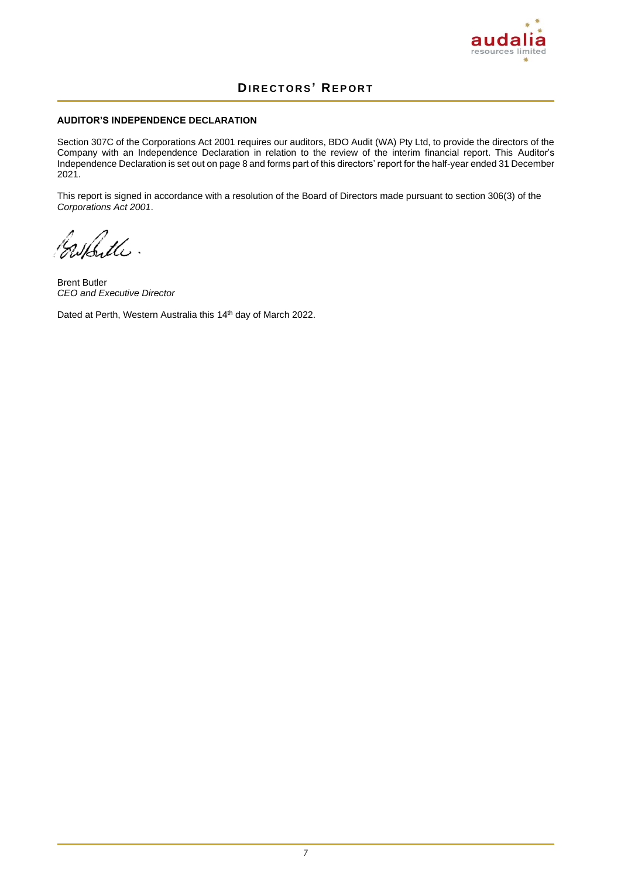# DIRECTORS' REPORT

**AUDITOR'S INDEPENDENCE DECLARATION**

Section 307C of the Corporations Act 2001 requires our auditors, BDO Audit (WA) Pty Ltd, to provide the directors of the Company with an Independence Declaration in relation to the review of the interim financial report. This Auditor's Independence Declaration is set out on page 8 and forms part of this directors' report for the half-year ended 31 December 2021.

This report is signed in accordance with a resolution of the Board of Directors made pursuant to section 306(3) of the *Corporations Act 2001*.

Brent Butler
*CEO and Executive Director*

Dated at Perth, Western Australia this 14th day of March 2022.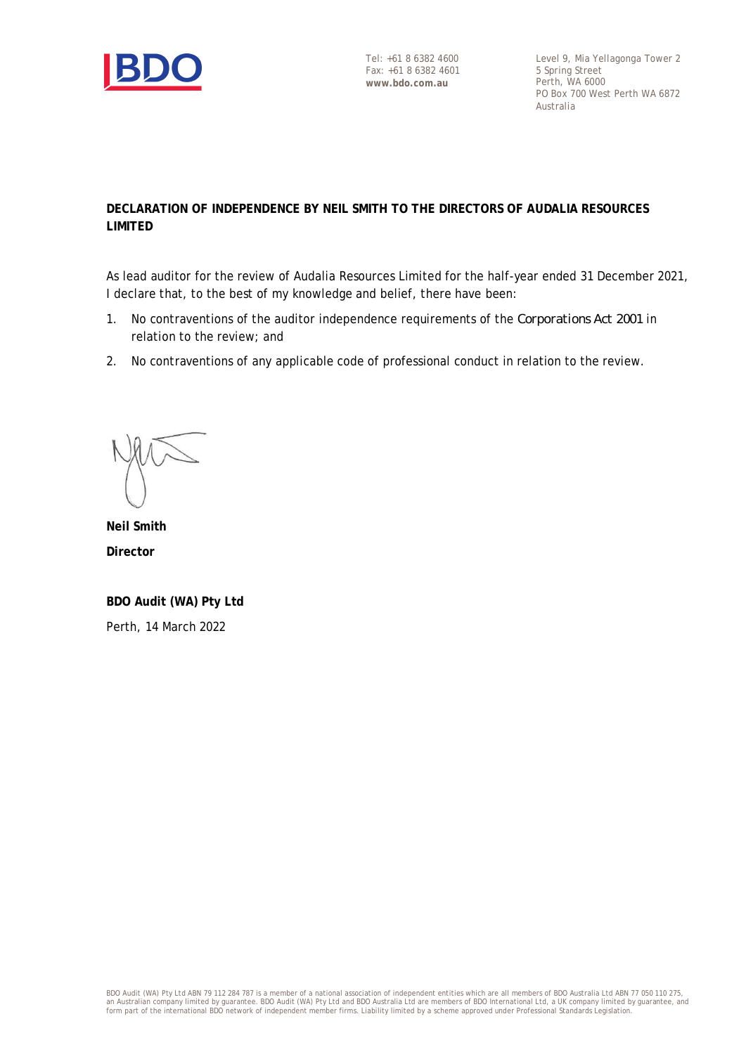Tel: +61 8 6382 4600
Fax: +61 8 6382 4601
**www.bdo.com.au**

Level 9, Mia Yellagonga Tower 2
5 Spring Street
Perth, WA 6000
PO Box 700 West Perth WA 6872
Australia

**DECLARATION OF INDEPENDENCE BY NEIL SMITH TO THE DIRECTORS OF AUDALIA RESOURCES LIMITED**

As lead auditor for the review of Audalia Resources Limited for the half-year ended 31 December 2021, I declare that, to the best of my knowledge and belief, there have been:

1. No contraventions of the auditor independence requirements of the *Corporations Act 2001* in relation to the review; and
2. No contraventions of any applicable code of professional conduct in relation to the review.

**Neil Smith**

**Director**

**BDO Audit (WA) Pty Ltd**

Perth, 14 March 2022

BDO Audit (WA) Pty Ltd ABN 79 112 284 787 is a member of a national association of independent entities which are all members of BDO Australia Ltd ABN 77 050 110 275, an Australian company limited by guarantee. BDO Audit (WA) Pty Ltd and BDO Australia Ltd are members of BDO International Ltd, a UK company limited by guarantee, and form part of the international BDO network of independent member firms. Liability limited by a scheme approved under Professional Standards Legislation.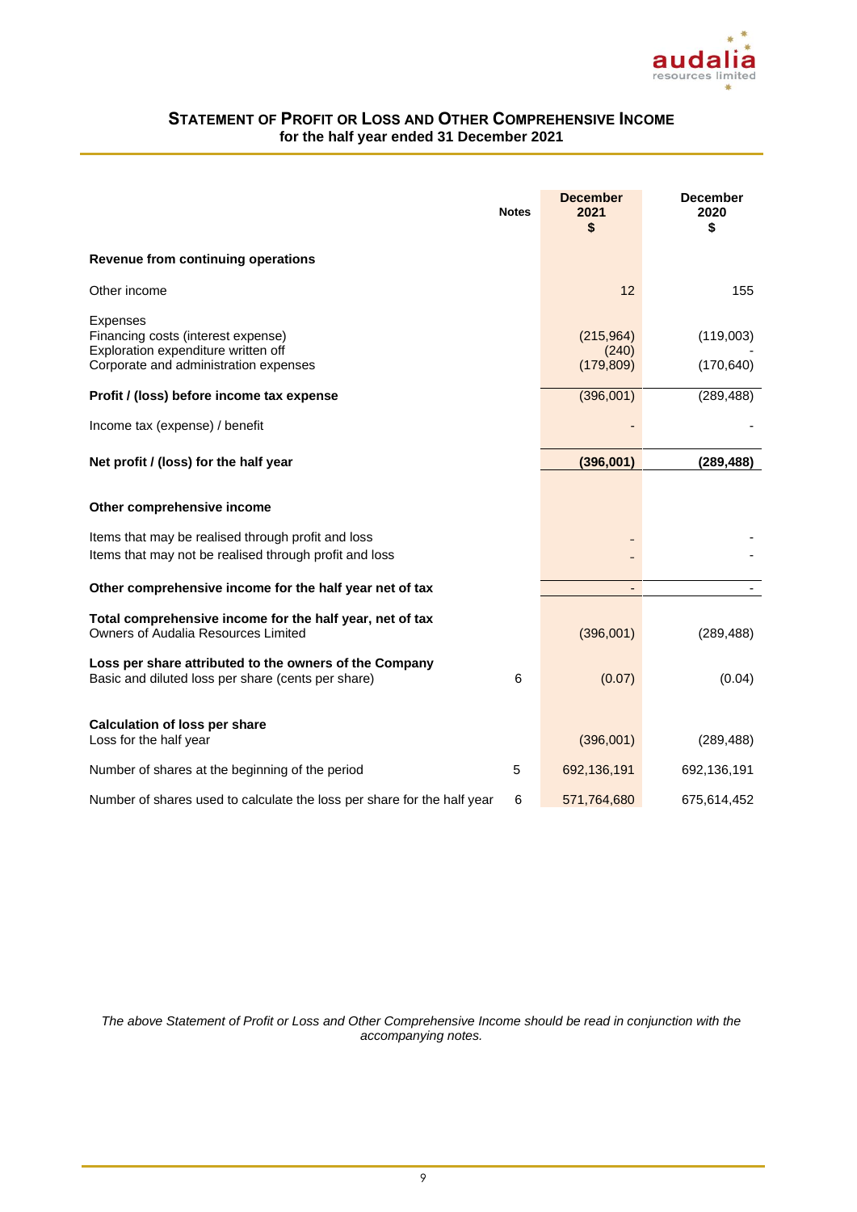## STATEMENT OF PROFIT OR LOSS AND OTHER COMPREHENSIVE INCOME
### for the half year ended 31 December 2021

| | Notes | December 2021 $ | December 2020 $ |
|---|---|---|---|
| **Revenue from continuing operations** | | | |
| Other income | | 12 | 155 |
| Expenses | | | |
| Financing costs (interest expense) | | (215,964) | (119,003) |
| Exploration expenditure written off | | (240) | - |
| Corporate and administration expenses | | (179,809) | (170,640) |
| **Profit / (loss) before income tax expense** | | (396,001) | (289,488) |
| Income tax (expense) / benefit | | - | - |
| **Net profit / (loss) for the half year** | | **(396,001)** | **(289,488)** |
| **Other comprehensive income** | | | |
| Items that may be realised through profit and loss | | - | - |
| Items that may not be realised through profit and loss | | - | - |
| **Other comprehensive income for the half year net of tax** | | - | - |
| **Total comprehensive income for the half year, net of tax** | | | |
| Owners of Audalia Resources Limited | | (396,001) | (289,488) |
| **Loss per share attributed to the owners of the Company** | | | |
| Basic and diluted loss per share (cents per share) | 6 | (0.07) | (0.04) |
| **Calculation of loss per share** | | | |
| Loss for the half year | | (396,001) | (289,488) |
| Number of shares at the beginning of the period | 5 | 692,136,191 | 692,136,191 |
| Number of shares used to calculate the loss per share for the half year | 6 | 571,764,680 | 675,614,452 |

*The above Statement of Profit or Loss and Other Comprehensive Income should be read in conjunction with the accompanying notes.*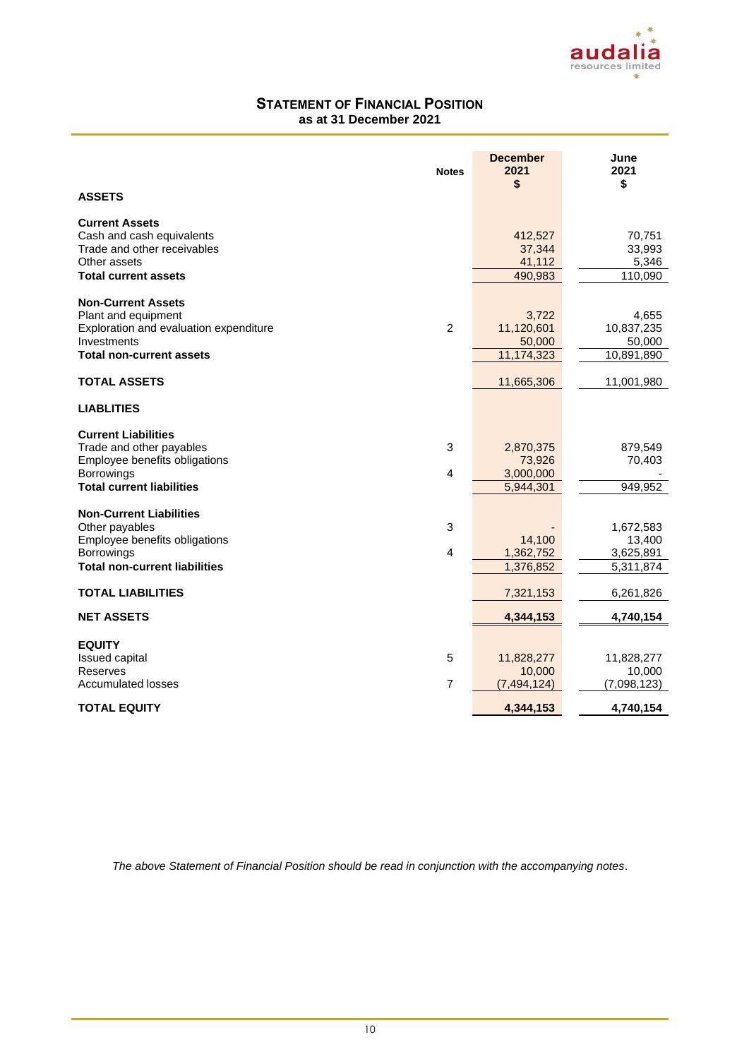## STATEMENT OF FINANCIAL POSITION
### as at 31 December 2021

| | Notes | December 2021 $ | June 2021 $ |
|---|---|---|---|
| **ASSETS** | | | |
| **Current Assets** | | | |
| Cash and cash equivalents | | 412,527 | 70,751 |
| Trade and other receivables | | 37,344 | 33,993 |
| Other assets | | 41,112 | 5,346 |
| **Total current assets** | | 490,983 | 110,090 |
| **Non-Current Assets** | | | |
| Plant and equipment | | 3,722 | 4,655 |
| Exploration and evaluation expenditure | 2 | 11,120,601 | 10,837,235 |
| Investments | | 50,000 | 50,000 |
| **Total non-current assets** | | 11,174,323 | 10,891,890 |
| **TOTAL ASSETS** | | 11,665,306 | 11,001,980 |
| **LIABLITIES** | | | |
| **Current Liabilities** | | | |
| Trade and other payables | 3 | 2,870,375 | 879,549 |
| Employee benefits obligations | | 73,926 | 70,403 |
| Borrowings | 4 | 3,000,000 | - |
| **Total current liabilities** | | 5,944,301 | 949,952 |
| **Non-Current Liabilities** | | | |
| Other payables | 3 | - | 1,672,583 |
| Employee benefits obligations | | 14,100 | 13,400 |
| Borrowings | 4 | 1,362,752 | 3,625,891 |
| **Total non-current liabilities** | | 1,376,852 | 5,311,874 |
| **TOTAL LIABILITIES** | | 7,321,153 | 6,261,826 |
| **NET ASSETS** | | **4,344,153** | **4,740,154** |
| **EQUITY** | | | |
| Issued capital | 5 | 11,828,277 | 11,828,277 |
| Reserves | | 10,000 | 10,000 |
| Accumulated losses | 7 | (7,494,124) | (7,098,123) |
| **TOTAL EQUITY** | | **4,344,153** | **4,740,154** |

*The above Statement of Financial Position should be read in conjunction with the accompanying notes.*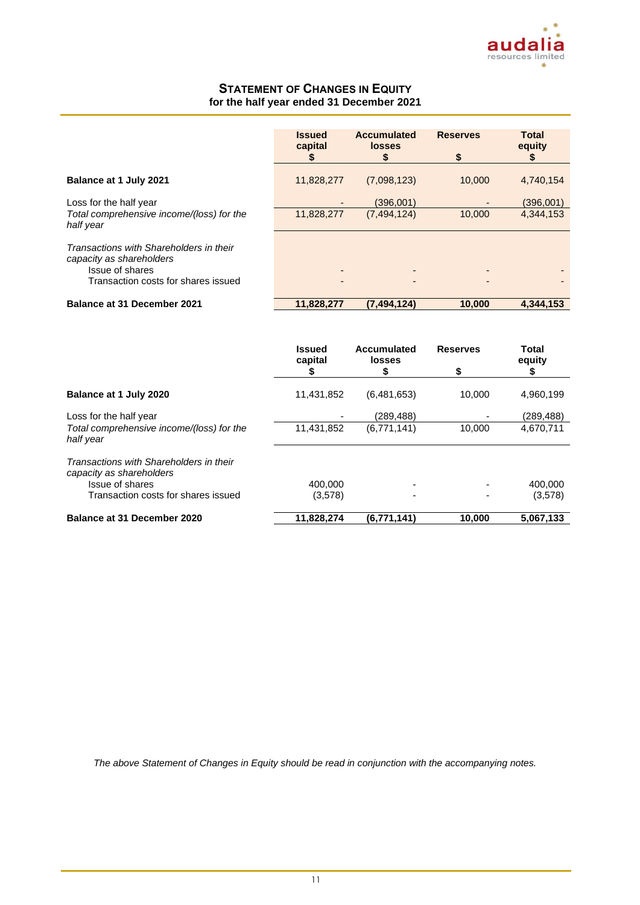# STATEMENT OF CHANGES IN EQUITY

**for the half year ended 31 December 2021**

| | Issued capital $ | Accumulated losses $ | Reserves $ | Total equity $ |
|---|---|---|---|---|
| **Balance at 1 July 2021** | 11,828,277 | (7,098,123) | 10,000 | 4,740,154 |
| Loss for the half year | - | (396,001) | - | (396,001) |
| *Total comprehensive income/(loss) for the half year* | 11,828,277 | (7,494,124) | 10,000 | 4,344,153 |
| *Transactions with Shareholders in their capacity as shareholders* | | | | |
| Issue of shares | - | - | - | - |
| Transaction costs for shares issued | - | - | - | - |
| **Balance at 31 December 2021** | **11,828,277** | **(7,494,124)** | **10,000** | **4,344,153** |

| | Issued capital $ | Accumulated losses $ | Reserves $ | Total equity $ |
|---|---|---|---|---|
| **Balance at 1 July 2020** | 11,431,852 | (6,481,653) | 10,000 | 4,960,199 |
| Loss for the half year | - | (289,488) | - | (289,488) |
| *Total comprehensive income/(loss) for the half year* | 11,431,852 | (6,771,141) | 10,000 | 4,670,711 |
| *Transactions with Shareholders in their capacity as shareholders* | | | | |
| Issue of shares | 400,000 | - | - | 400,000 |
| Transaction costs for shares issued | (3,578) | - | - | (3,578) |
| **Balance at 31 December 2020** | **11,828,274** | **(6,771,141)** | **10,000** | **5,067,133** |

*The above Statement of Changes in Equity should be read in conjunction with the accompanying notes.*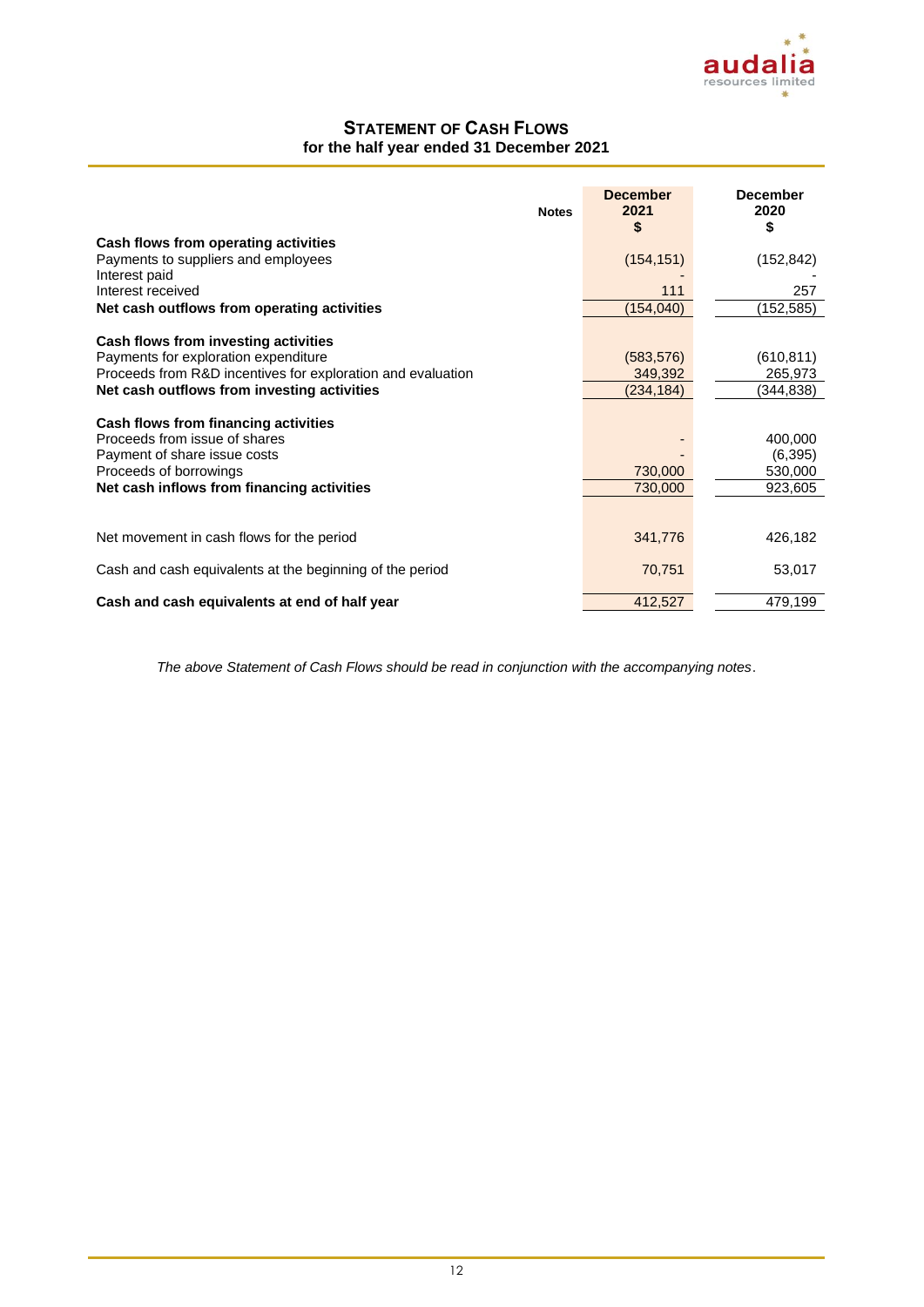## STATEMENT OF CASH FLOWS
**for the half year ended 31 December 2021**

| | Notes | December 2021 $ | December 2020 $ |
|---|---|---|---|
| **Cash flows from operating activities** | | | |
| Payments to suppliers and employees | | (154,151) | (152,842) |
| Interest paid | | - | - |
| Interest received | | 111 | 257 |
| **Net cash outflows from operating activities** | | (154,040) | (152,585) |
| | | | |
| **Cash flows from investing activities** | | | |
| Payments for exploration expenditure | | (583,576) | (610,811) |
| Proceeds from R&D incentives for exploration and evaluation | | 349,392 | 265,973 |
| **Net cash outflows from investing activities** | | (234,184) | (344,838) |
| | | | |
| **Cash flows from financing activities** | | | |
| Proceeds from issue of shares | | - | 400,000 |
| Payment of share issue costs | | - | (6,395) |
| Proceeds of borrowings | | 730,000 | 530,000 |
| **Net cash inflows from financing activities** | | 730,000 | 923,605 |
| | | | |
| Net movement in cash flows for the period | | 341,776 | 426,182 |
| | | | |
| Cash and cash equivalents at the beginning of the period | | 70,751 | 53,017 |
| | | | |
| **Cash and cash equivalents at end of half year** | | 412,527 | 479,199 |

*The above Statement of Cash Flows should be read in conjunction with the accompanying notes.*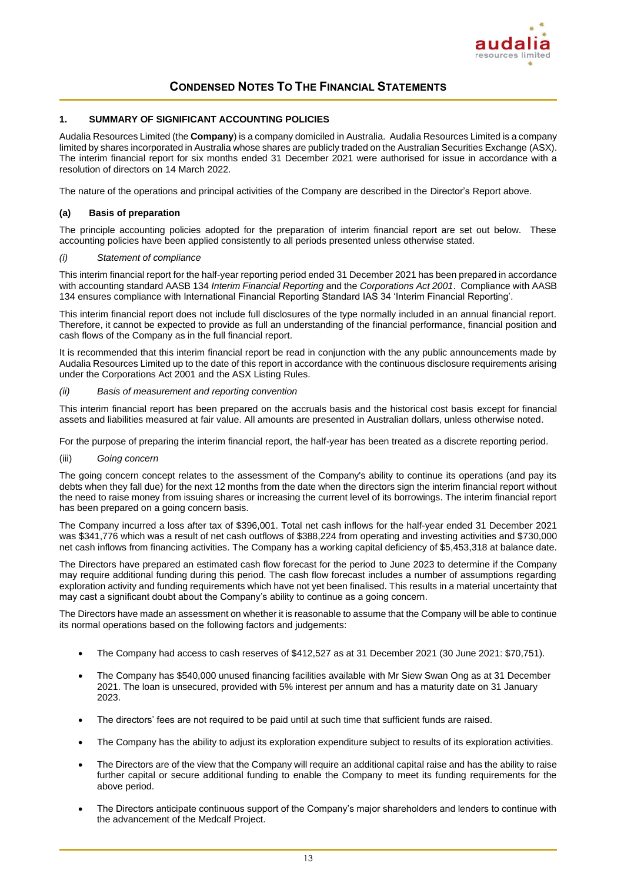# Condensed Notes To The Financial Statements

## 1. SUMMARY OF SIGNIFICANT ACCOUNTING POLICIES

Audalia Resources Limited (the **Company**) is a company domiciled in Australia. Audalia Resources Limited is a company limited by shares incorporated in Australia whose shares are publicly traded on the Australian Securities Exchange (ASX). The interim financial report for six months ended 31 December 2021 were authorised for issue in accordance with a resolution of directors on 14 March 2022.

The nature of the operations and principal activities of the Company are described in the Director's Report above.

### (a) Basis of preparation

The principle accounting policies adopted for the preparation of interim financial report are set out below. These accounting policies have been applied consistently to all periods presented unless otherwise stated.

*(i) Statement of compliance*

This interim financial report for the half-year reporting period ended 31 December 2021 has been prepared in accordance with accounting standard AASB 134 *Interim Financial Reporting* and the *Corporations Act 2001*. Compliance with AASB 134 ensures compliance with International Financial Reporting Standard IAS 34 'Interim Financial Reporting'.

This interim financial report does not include full disclosures of the type normally included in an annual financial report. Therefore, it cannot be expected to provide as full an understanding of the financial performance, financial position and cash flows of the Company as in the full financial report.

It is recommended that this interim financial report be read in conjunction with the any public announcements made by Audalia Resources Limited up to the date of this report in accordance with the continuous disclosure requirements arising under the Corporations Act 2001 and the ASX Listing Rules.

*(ii) Basis of measurement and reporting convention*

This interim financial report has been prepared on the accruals basis and the historical cost basis except for financial assets and liabilities measured at fair value. All amounts are presented in Australian dollars, unless otherwise noted.

For the purpose of preparing the interim financial report, the half-year has been treated as a discrete reporting period.

(iii) *Going concern*

The going concern concept relates to the assessment of the Company's ability to continue its operations (and pay its debts when they fall due) for the next 12 months from the date when the directors sign the interim financial report without the need to raise money from issuing shares or increasing the current level of its borrowings. The interim financial report has been prepared on a going concern basis.

The Company incurred a loss after tax of $396,001. Total net cash inflows for the half-year ended 31 December 2021 was $341,776 which was a result of net cash outflows of $388,224 from operating and investing activities and $730,000 net cash inflows from financing activities. The Company has a working capital deficiency of $5,453,318 at balance date.

The Directors have prepared an estimated cash flow forecast for the period to June 2023 to determine if the Company may require additional funding during this period. The cash flow forecast includes a number of assumptions regarding exploration activity and funding requirements which have not yet been finalised. This results in a material uncertainty that may cast a significant doubt about the Company's ability to continue as a going concern.

The Directors have made an assessment on whether it is reasonable to assume that the Company will be able to continue its normal operations based on the following factors and judgements:

- The Company had access to cash reserves of $412,527 as at 31 December 2021 (30 June 2021: $70,751).
- The Company has $540,000 unused financing facilities available with Mr Siew Swan Ong as at 31 December 2021. The loan is unsecured, provided with 5% interest per annum and has a maturity date on 31 January 2023.
- The directors' fees are not required to be paid until at such time that sufficient funds are raised.
- The Company has the ability to adjust its exploration expenditure subject to results of its exploration activities.
- The Directors are of the view that the Company will require an additional capital raise and has the ability to raise further capital or secure additional funding to enable the Company to meet its funding requirements for the above period.
- The Directors anticipate continuous support of the Company's major shareholders and lenders to continue with the advancement of the Medcalf Project.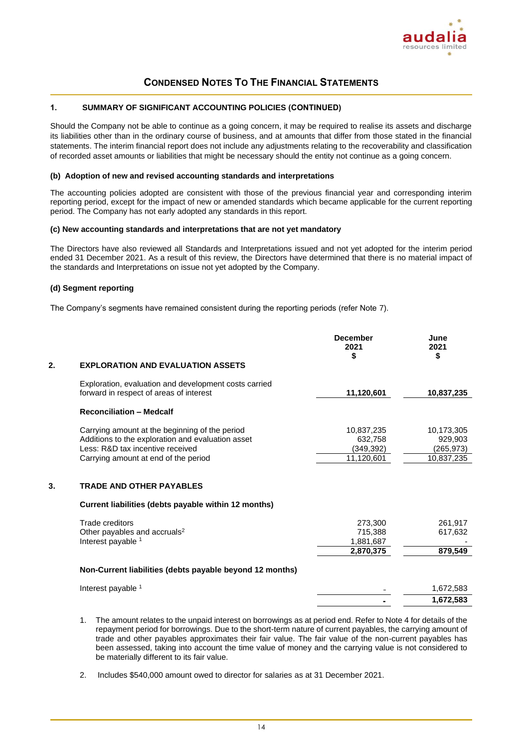## CONDENSED NOTES TO THE FINANCIAL STATEMENTS

### 1. SUMMARY OF SIGNIFICANT ACCOUNTING POLICIES (CONTINUED)

Should the Company not be able to continue as a going concern, it may be required to realise its assets and discharge its liabilities other than in the ordinary course of business, and at amounts that differ from those stated in the financial statements. The interim financial report does not include any adjustments relating to the recoverability and classification of recorded asset amounts or liabilities that might be necessary should the entity not continue as a going concern.

**(b) Adoption of new and revised accounting standards and interpretations**

The accounting policies adopted are consistent with those of the previous financial year and corresponding interim reporting period, except for the impact of new or amended standards which became applicable for the current reporting period. The Company has not early adopted any standards in this report.

**(c) New accounting standards and interpretations that are not yet mandatory**

The Directors have also reviewed all Standards and Interpretations issued and not yet adopted for the interim period ended 31 December 2021. As a result of this review, the Directors have determined that there is no material impact of the standards and Interpretations on issue not yet adopted by the Company.

**(d) Segment reporting**

The Company's segments have remained consistent during the reporting periods (refer Note 7).

| | December 2021 $ | June 2021 $ |
|---|---|---|
| **2. EXPLORATION AND EVALUATION ASSETS** | | |
| Exploration, evaluation and development costs carried forward in respect of areas of interest | **11,120,601** | **10,837,235** |
| **Reconciliation – Medcalf** | | |
| Carrying amount at the beginning of the period | 10,837,235 | 10,173,305 |
| Additions to the exploration and evaluation asset | 632,758 | 929,903 |
| Less: R&D tax incentive received | (349,392) | (265,973) |
| Carrying amount at end of the period | 11,120,601 | 10,837,235 |

| | December 2021 $ | June 2021 $ |
|---|---|---|
| **3. TRADE AND OTHER PAYABLES** | | |
| **Current liabilities (debts payable within 12 months)** | | |
| Trade creditors | 273,300 | 261,917 |
| Other payables and accruals[2] | 715,388 | 617,632 |
| Interest payable [1] | 1,881,687 | - |
| | **2,870,375** | **879,549** |
| **Non-Current liabilities (debts payable beyond 12 months)** | | |
| Interest payable [1] | - | 1,672,583 |
| | **-** | **1,672,583** |

1. The amount relates to the unpaid interest on borrowings as at period end. Refer to Note 4 for details of the repayment period for borrowings. Due to the short-term nature of current payables, the carrying amount of trade and other payables approximates their fair value. The fair value of the non-current payables has been assessed, taking into account the time value of money and the carrying value is not considered to be materially different to its fair value.

2. Includes $540,000 amount owed to director for salaries as at 31 December 2021.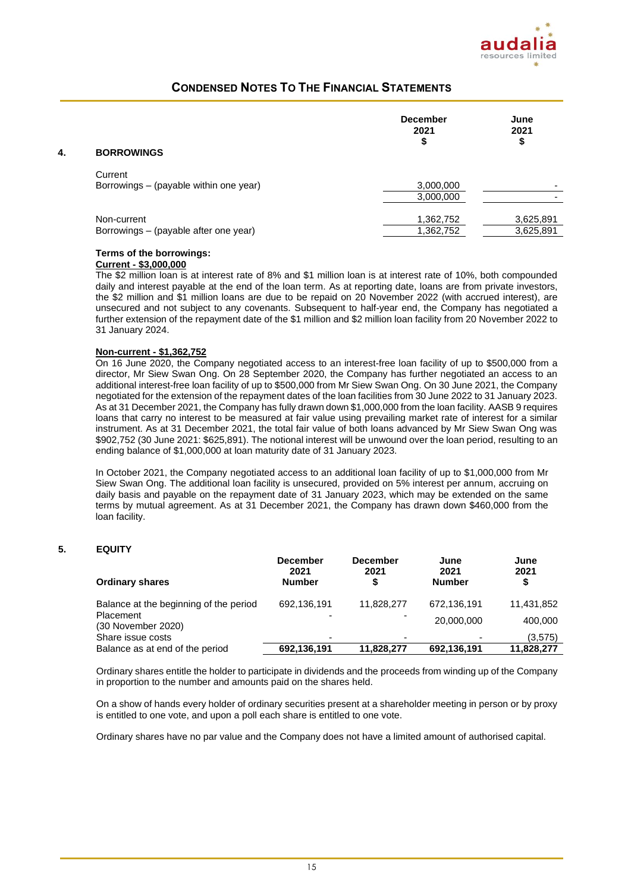## Condensed Notes To The Financial Statements

### 4. BORROWINGS

| | December 2021 $ | June 2021 $ |
|---|---|---|
| **Current** | | |
| Borrowings – (payable within one year) | 3,000,000 | - |
| | 3,000,000 | - |
| **Non-current** | | |
| Borrowings – (payable after one year) | 1,362,752 | 3,625,891 |
| | 1,362,752 | 3,625,891 |

**Terms of the borrowings:**

**Current - $3,000,000**

The $2 million loan is at interest rate of 8% and $1 million loan is at interest rate of 10%, both compounded daily and interest payable at the end of the loan term. As at reporting date, loans are from private investors, the $2 million and $1 million loans are due to be repaid on 20 November 2022 (with accrued interest), are unsecured and not subject to any covenants. Subsequent to half-year end, the Company has negotiated a further extension of the repayment date of the $1 million and $2 million loan facility from 20 November 2022 to 31 January 2024.

**Non-current - $1,362,752**

On 16 June 2020, the Company negotiated access to an interest-free loan facility of up to $500,000 from a director, Mr Siew Swan Ong. On 28 September 2020, the Company has further negotiated an access to an additional interest-free loan facility of up to $500,000 from Mr Siew Swan Ong. On 30 June 2021, the Company negotiated for the extension of the repayment dates of the loan facilities from 30 June 2022 to 31 January 2023. As at 31 December 2021, the Company has fully drawn down $1,000,000 from the loan facility. AASB 9 requires loans that carry no interest to be measured at fair value using prevailing market rate of interest for a similar instrument. As at 31 December 2021, the total fair value of both loans advanced by Mr Siew Swan Ong was $902,752 (30 June 2021: $625,891). The notional interest will be unwound over the loan period, resulting to an ending balance of $1,000,000 at loan maturity date of 31 January 2023.

In October 2021, the Company negotiated access to an additional loan facility of up to $1,000,000 from Mr Siew Swan Ong. The additional loan facility is unsecured, provided on 5% interest per annum, accruing on daily basis and payable on the repayment date of 31 January 2023, which may be extended on the same terms by mutual agreement. As at 31 December 2021, the Company has drawn down $460,000 from the loan facility.

### 5. EQUITY

| Ordinary shares | December 2021 Number | December 2021 $ | June 2021 Number | June 2021 $ |
|---|---|---|---|---|
| Balance at the beginning of the period | 692,136,191 | 11,828,277 | 672,136,191 | 11,431,852 |
| Placement (30 November 2020) | - | - | 20,000,000 | 400,000 |
| Share issue costs | - | - | - | (3,575) |
| Balance as at end of the period | **692,136,191** | **11,828,277** | **692,136,191** | **11,828,277** |

Ordinary shares entitle the holder to participate in dividends and the proceeds from winding up of the Company in proportion to the number and amounts paid on the shares held.

On a show of hands every holder of ordinary securities present at a shareholder meeting in person or by proxy is entitled to one vote, and upon a poll each share is entitled to one vote.

Ordinary shares have no par value and the Company does not have a limited amount of authorised capital.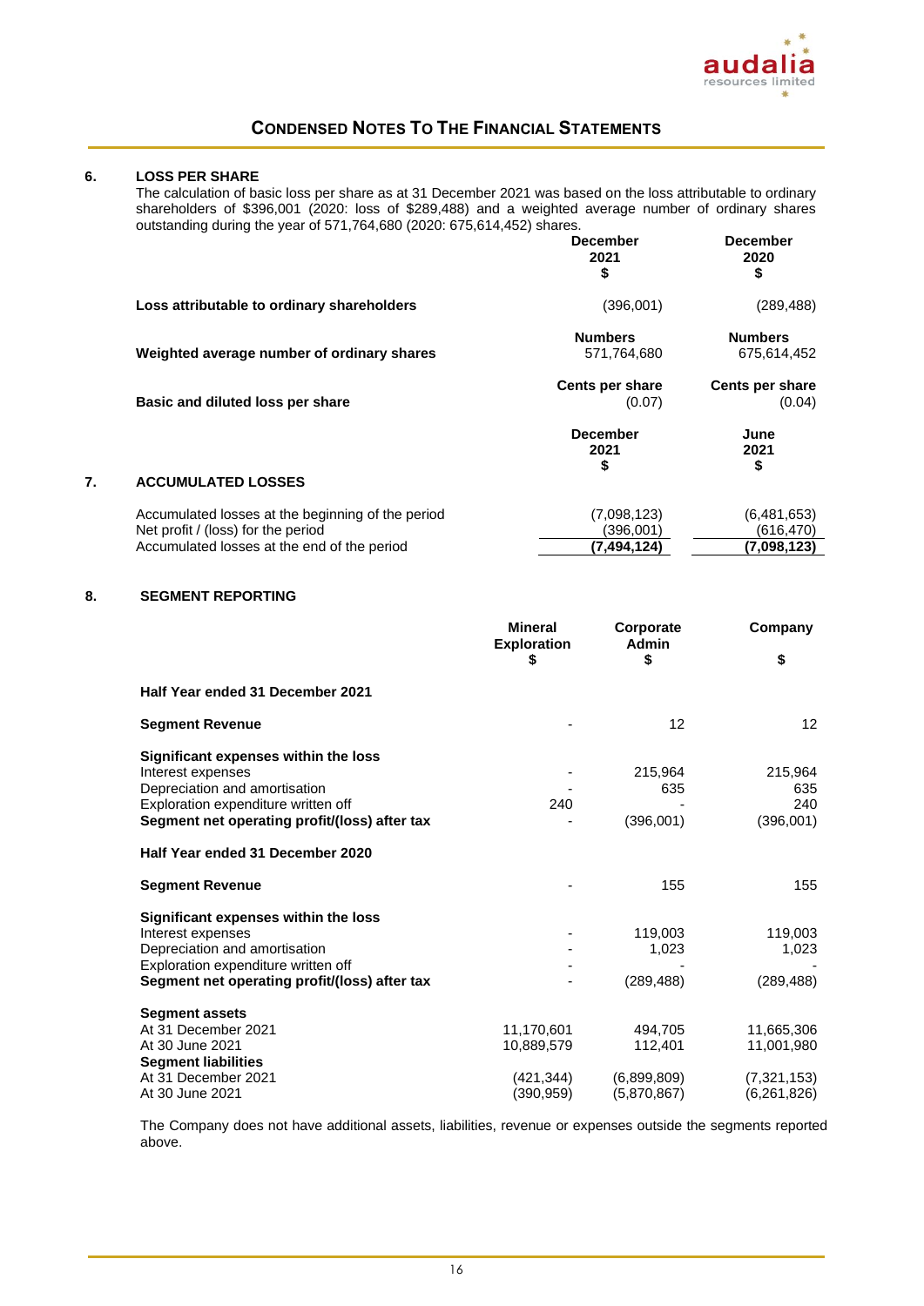## Condensed Notes To The Financial Statements

### 6. LOSS PER SHARE

The calculation of basic loss per share as at 31 December 2021 was based on the loss attributable to ordinary shareholders of $396,001 (2020: loss of $289,488) and a weighted average number of ordinary shares outstanding during the year of 571,764,680 (2020: 675,614,452) shares.

| | December 2021 $ | December 2020 $ |
|---|---|---|
| **Loss attributable to ordinary shareholders** | (396,001) | (289,488) |
| | **Numbers** | **Numbers** |
| **Weighted average number of ordinary shares** | 571,764,680 | 675,614,452 |
| | **Cents per share** | **Cents per share** |
| **Basic and diluted loss per share** | (0.07) | (0.04) |

### 7. ACCUMULATED LOSSES

| | December 2021 $ | June 2021 $ |
|---|---|---|
| Accumulated losses at the beginning of the period | (7,098,123) | (6,481,653) |
| Net profit / (loss) for the period | (396,001) | (616,470) |
| Accumulated losses at the end of the period | **(7,494,124)** | **(7,098,123)** |

### 8. SEGMENT REPORTING

| | Mineral Exploration $ | Corporate Admin $ | Company $ |
|---|---|---|---|
| **Half Year ended 31 December 2021** | | | |
| **Segment Revenue** | - | 12 | 12 |
| **Significant expenses within the loss** | | | |
| Interest expenses | - | 215,964 | 215,964 |
| Depreciation and amortisation | - | 635 | 635 |
| Exploration expenditure written off | 240 | - | 240 |
| **Segment net operating profit/(loss) after tax** | - | (396,001) | (396,001) |
| **Half Year ended 31 December 2020** | | | |
| **Segment Revenue** | - | 155 | 155 |
| **Significant expenses within the loss** | | | |
| Interest expenses | - | 119,003 | 119,003 |
| Depreciation and amortisation | - | 1,023 | 1,023 |
| Exploration expenditure written off | - | - | - |
| **Segment net operating profit/(loss) after tax** | - | (289,488) | (289,488) |
| **Segment assets** | | | |
| At 31 December 2021 | 11,170,601 | 494,705 | 11,665,306 |
| At 30 June 2021 | 10,889,579 | 112,401 | 11,001,980 |
| **Segment liabilities** | | | |
| At 31 December 2021 | (421,344) | (6,899,809) | (7,321,153) |
| At 30 June 2021 | (390,959) | (5,870,867) | (6,261,826) |

The Company does not have additional assets, liabilities, revenue or expenses outside the segments reported above.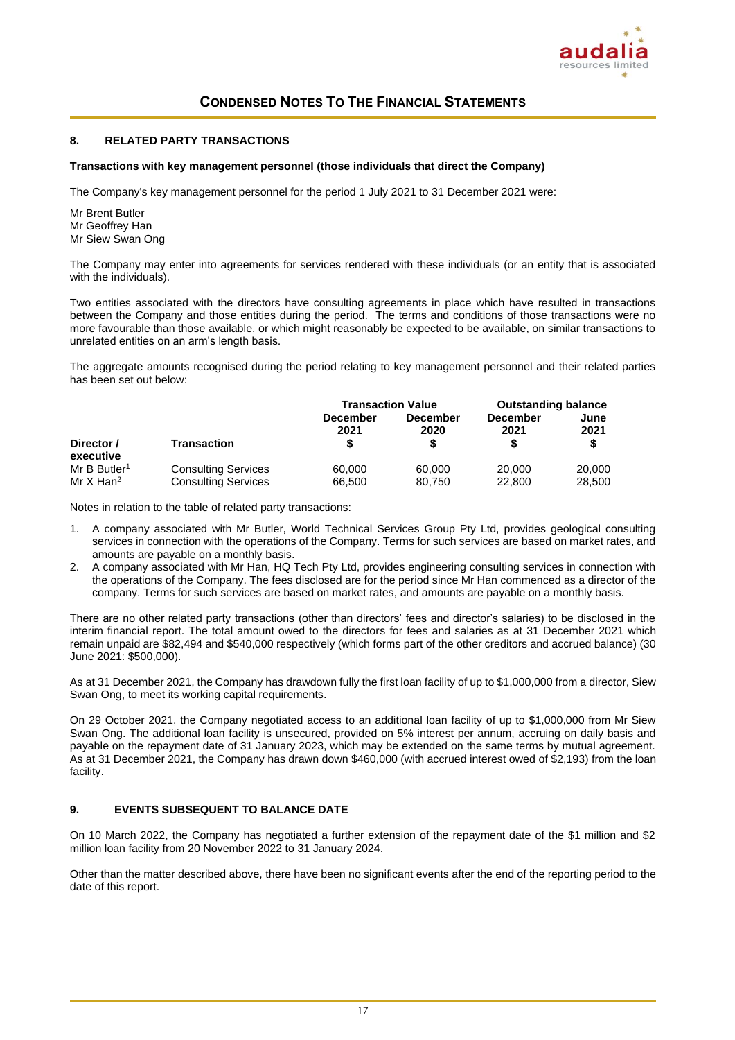# CONDENSED NOTES TO THE FINANCIAL STATEMENTS

## 8. RELATED PARTY TRANSACTIONS

**Transactions with key management personnel (those individuals that direct the Company)**

The Company's key management personnel for the period 1 July 2021 to 31 December 2021 were:

Mr Brent Butler
Mr Geoffrey Han
Mr Siew Swan Ong

The Company may enter into agreements for services rendered with these individuals (or an entity that is associated with the individuals).

Two entities associated with the directors have consulting agreements in place which have resulted in transactions between the Company and those entities during the period. The terms and conditions of those transactions were no more favourable than those available, or which might reasonably be expected to be available, on similar transactions to unrelated entities on an arm's length basis.

The aggregate amounts recognised during the period relating to key management personnel and their related parties has been set out below:

| | | Transaction Value | | Outstanding balance | |
|---|---|---|---|---|---|
| | | December 2021 | December 2020 | December 2021 | June 2021 |
| Director / executive | Transaction | $ | $ | $ | $ |
| Mr B Butler[1] | Consulting Services | 60,000 | 60,000 | 20,000 | 20,000 |
| Mr X Han[2] | Consulting Services | 66,500 | 80,750 | 22,800 | 28,500 |

Notes in relation to the table of related party transactions:

1. A company associated with Mr Butler, World Technical Services Group Pty Ltd, provides geological consulting services in connection with the operations of the Company. Terms for such services are based on market rates, and amounts are payable on a monthly basis.
2. A company associated with Mr Han, HQ Tech Pty Ltd, provides engineering consulting services in connection with the operations of the Company. The fees disclosed are for the period since Mr Han commenced as a director of the company. Terms for such services are based on market rates, and amounts are payable on a monthly basis.

There are no other related party transactions (other than directors' fees and director's salaries) to be disclosed in the interim financial report. The total amount owed to the directors for fees and salaries as at 31 December 2021 which remain unpaid are $82,494 and $540,000 respectively (which forms part of the other creditors and accrued balance) (30 June 2021: $500,000).

As at 31 December 2021, the Company has drawdown fully the first loan facility of up to $1,000,000 from a director, Siew Swan Ong, to meet its working capital requirements.

On 29 October 2021, the Company negotiated access to an additional loan facility of up to $1,000,000 from Mr Siew Swan Ong. The additional loan facility is unsecured, provided on 5% interest per annum, accruing on daily basis and payable on the repayment date of 31 January 2023, which may be extended on the same terms by mutual agreement. As at 31 December 2021, the Company has drawn down $460,000 (with accrued interest owed of $2,193) from the loan facility.

## 9. EVENTS SUBSEQUENT TO BALANCE DATE

On 10 March 2022, the Company has negotiated a further extension of the repayment date of the $1 million and $2 million loan facility from 20 November 2022 to 31 January 2024.

Other than the matter described above, there have been no significant events after the end of the reporting period to the date of this report.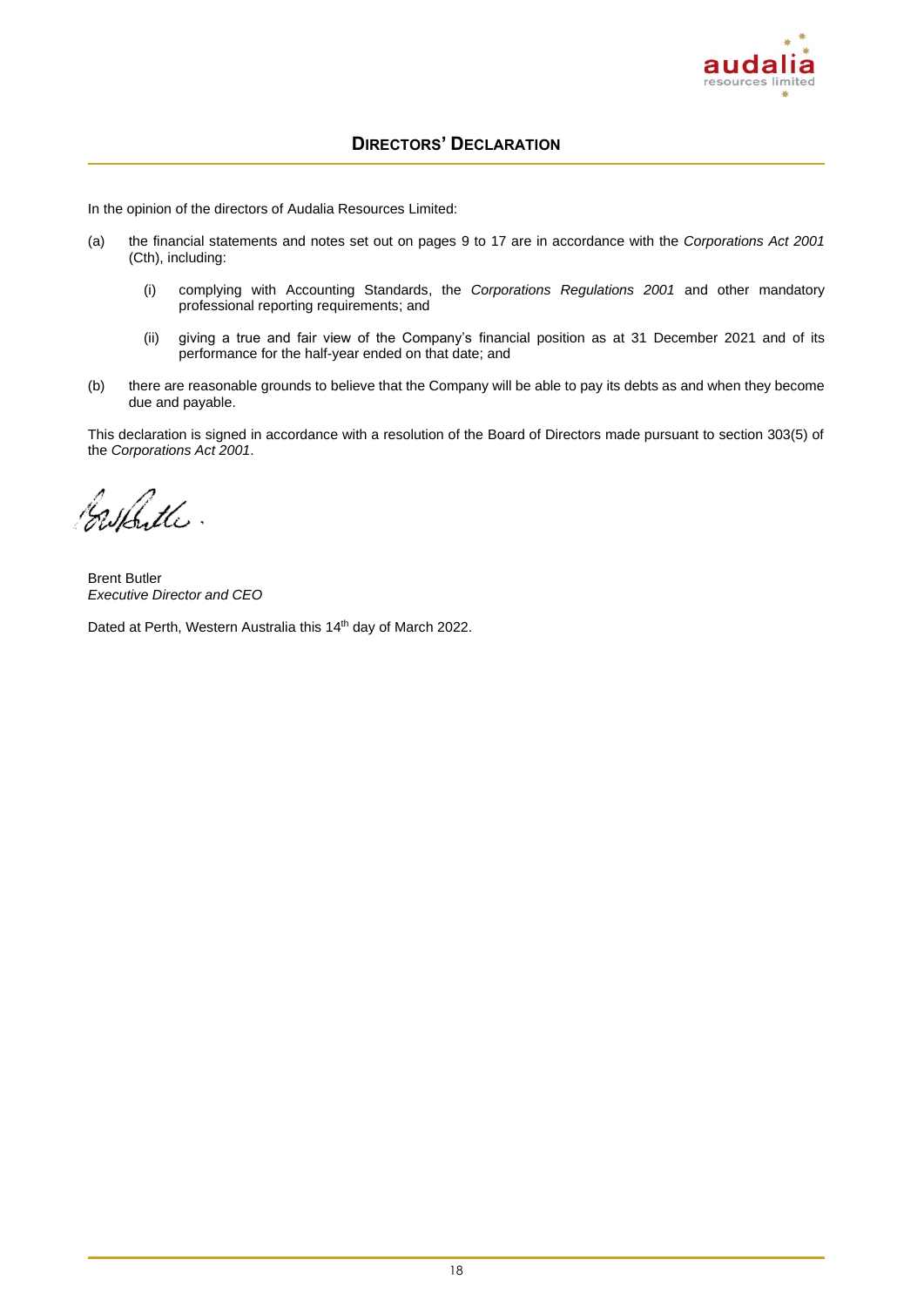# DIRECTORS' DECLARATION

In the opinion of the directors of Audalia Resources Limited:

(a) the financial statements and notes set out on pages 9 to 17 are in accordance with the *Corporations Act 2001* (Cth), including:

   (i) complying with Accounting Standards, the *Corporations Regulations 2001* and other mandatory professional reporting requirements; and

   (ii) giving a true and fair view of the Company's financial position as at 31 December 2021 and of its performance for the half-year ended on that date; and

(b) there are reasonable grounds to believe that the Company will be able to pay its debts as and when they become due and payable.

This declaration is signed in accordance with a resolution of the Board of Directors made pursuant to section 303(5) of the *Corporations Act 2001*.

Brent Butler
*Executive Director and CEO*

Dated at Perth, Western Australia this 14th day of March 2022.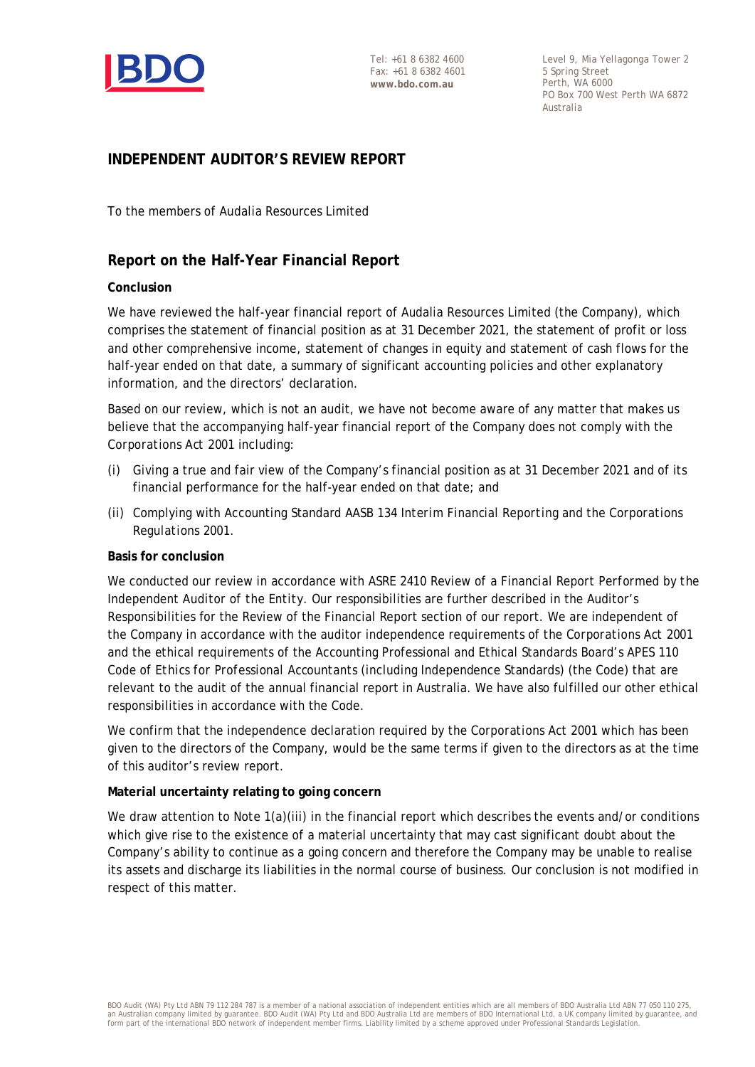Tel: +61 8 6382 4600
Fax: +61 8 6382 4601
**www.bdo.com.au**

Level 9, Mia Yellagonga Tower 2
5 Spring Street
Perth, WA 6000
PO Box 700 West Perth WA 6872
Australia

## INDEPENDENT AUDITOR'S REVIEW REPORT

To the members of Audalia Resources Limited

## Report on the Half-Year Financial Report

**Conclusion**

We have reviewed the half-year financial report of Audalia Resources Limited (the Company), which comprises the statement of financial position as at 31 December 2021, the statement of profit or loss and other comprehensive income, statement of changes in equity and statement of cash flows for the half-year ended on that date, a summary of significant accounting policies and other explanatory information, and the directors' declaration.

Based on our review, which is not an audit, we have not become aware of any matter that makes us believe that the accompanying half-year financial report of the Company does not comply with the *Corporations Act 2001* including:

(i) Giving a true and fair view of the Company's financial position as at 31 December 2021 and of its financial performance for the half-year ended on that date; and

(ii) Complying with Accounting Standard AASB 134 *Interim Financial Reporting* and the *Corporations Regulations 2001*.

**Basis for conclusion**

We conducted our review in accordance with ASRE 2410 *Review of a Financial Report Performed by the Independent Auditor of the Entity*. Our responsibilities are further described in the Auditor's Responsibilities for the Review of the Financial Report section of our report. We are independent of the Company in accordance with the auditor independence requirements of the *Corporations Act 2001* and the ethical requirements of the Accounting Professional and Ethical Standards Board's APES 110 *Code of Ethics for Professional Accountants (including Independence Standards)* (the Code) that are relevant to the audit of the annual financial report in Australia. We have also fulfilled our other ethical responsibilities in accordance with the Code.

We confirm that the independence declaration required by the *Corporations Act 2001* which has been given to the directors of the Company, would be the same terms if given to the directors as at the time of this auditor's review report.

**Material uncertainty relating to going concern**

We draw attention to Note 1(a)(iii) in the financial report which describes the events and/or conditions which give rise to the existence of a material uncertainty that may cast significant doubt about the Company's ability to continue as a going concern and therefore the Company may be unable to realise its assets and discharge its liabilities in the normal course of business. Our conclusion is not modified in respect of this matter.

BDO Audit (WA) Pty Ltd ABN 79 112 284 787 is a member of a national association of independent entities which are all members of BDO Australia Ltd ABN 77 050 110 275, an Australian company limited by guarantee. BDO Audit (WA) Pty Ltd and BDO Australia Ltd are members of BDO International Ltd, a UK company limited by guarantee, and form part of the international BDO network of independent member firms. Liability limited by a scheme approved under Professional Standards Legislation.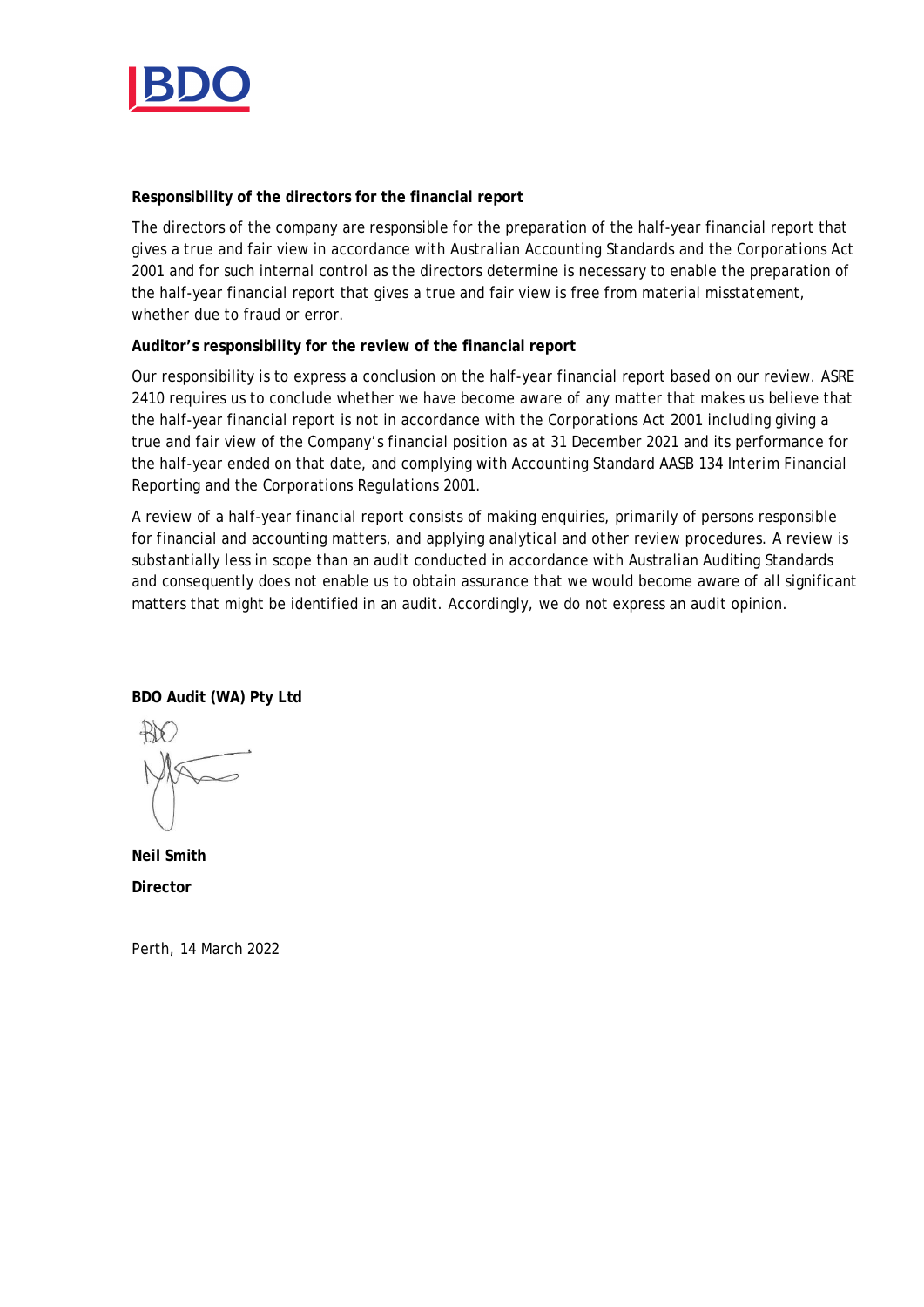**Responsibility of the directors for the financial report**

The directors of the company are responsible for the preparation of the half-year financial report that gives a true and fair view in accordance with Australian Accounting Standards and the *Corporations Act 2001* and for such internal control as the directors determine is necessary to enable the preparation of the half-year financial report that gives a true and fair view is free from material misstatement, whether due to fraud or error.

**Auditor's responsibility for the review of the financial report**

Our responsibility is to express a conclusion on the half-year financial report based on our review. ASRE 2410 requires us to conclude whether we have become aware of any matter that makes us believe that the half-year financial report is not in accordance with the *Corporations Act 2001* including giving a true and fair view of the Company's financial position as at 31 December 2021 and its performance for the half-year ended on that date, and complying with Accounting Standard AASB 134 *Interim Financial Reporting* and the *Corporations Regulations 2001*.

A review of a half-year financial report consists of making enquiries, primarily of persons responsible for financial and accounting matters, and applying analytical and other review procedures. A review is substantially less in scope than an audit conducted in accordance with Australian Auditing Standards and consequently does not enable us to obtain assurance that we would become aware of all significant matters that might be identified in an audit. Accordingly, we do not express an audit opinion.

**BDO Audit (WA) Pty Ltd**

**Neil Smith**

**Director**

Perth, 14 March 2022